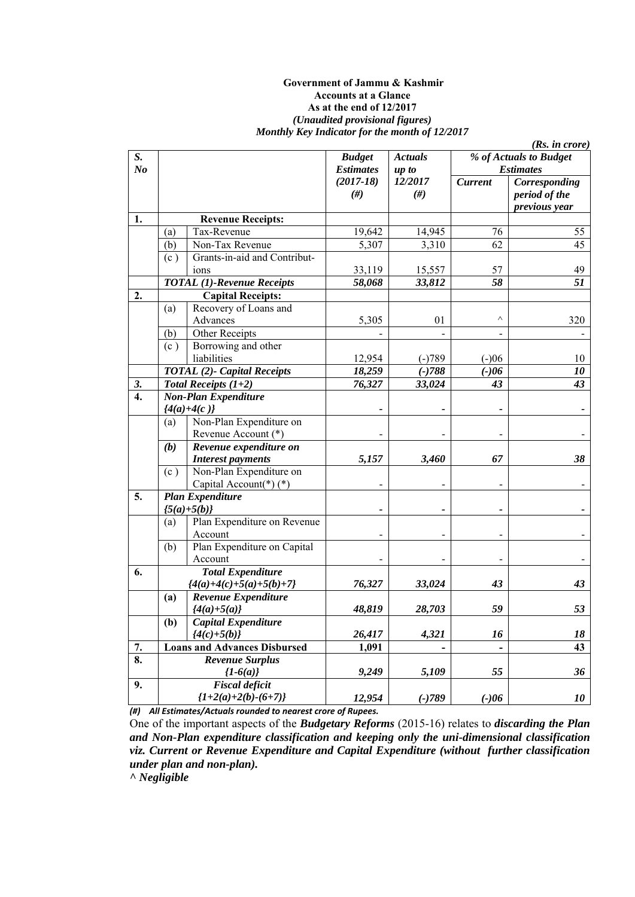**Government of Jammu & Kashmir**
**Accounts at a Glance**
**As at the end of 12/2017**
***(Unaudited provisional figures)***
***Monthly Key Indicator for the month of 12/2017***

***(Rs. in crore)***

| S. No | | | *Budget Estimates (2017-18) (#)* | *Actuals up to 12/2017 (#)* | *% of Actuals to Budget Estimates* | |
|---|---|---|---|---|---|---|
| | | | | | *Current* | *Corresponding period of the previous year* |
| **1.** | | **Revenue Receipts:** | | | | |
| | (a) | Tax-Revenue | 19,642 | 14,945 | 76 | 55 |
| | (b) | Non-Tax Revenue | 5,307 | 3,310 | 62 | 45 |
| | (c ) | Grants-in-aid and Contributions | 33,119 | 15,557 | 57 | 49 |
| | | ***TOTAL (1)-Revenue Receipts*** | ***58,068*** | ***33,812*** | ***58*** | ***51*** |
| **2.** | | **Capital Receipts:** | | | | |
| | (a) | Recovery of Loans and Advances | 5,305 | 01 | ^ | 320 |
| | (b) | Other Receipts | - | - | - | - |
| | (c ) | Borrowing and other liabilities | 12,954 | (-)789 | (-)06 | 10 |
| | | ***TOTAL (2)- Capital Receipts*** | ***18,259*** | ***(-)788*** | ***(-)06*** | ***10*** |
| ***3.*** | | ***Total Receipts (1+2)*** | ***76,327*** | ***33,024*** | ***43*** | ***43*** |
| **4.** | | ***Non-Plan Expenditure {4(a)+4(c )}*** | - | - | - | - |
| | (a) | Non-Plan Expenditure on Revenue Account (*) | - | - | - | - |
| | ***(b)*** | ***Revenue expenditure on Interest payments*** | ***5,157*** | ***3,460*** | ***67*** | ***38*** |
| | (c ) | Non-Plan Expenditure on Capital Account(*) (*) | - | - | - | - |
| **5.** | | ***Plan Expenditure {5(a)+5(b)}*** | - | - | - | - |
| | (a) | Plan Expenditure on Revenue Account | - | - | - | - |
| | (b) | Plan Expenditure on Capital Account | - | - | - | - |
| **6.** | | ***Total Expenditure {4(a)+4(c)+5(a)+5(b)+7}*** | ***76,327*** | ***33,024*** | ***43*** | ***43*** |
| | **(a)** | ***Revenue Expenditure {4(a)+5(a)}*** | ***48,819*** | ***28,703*** | ***59*** | ***53*** |
| | **(b)** | ***Capital Expenditure {4(c)+5(b)}*** | ***26,417*** | ***4,321*** | ***16*** | ***18*** |
| **7.** | | **Loans and Advances Disbursed** | **1,091** | **-** | **-** | **43** |
| **8.** | | ***Revenue Surplus {1-6(a)}*** | ***9,249*** | ***5,109*** | ***55*** | ***36*** |
| **9.** | | ***Fiscal deficit {1+2(a)+2(b)-(6+7)}*** | ***12,954*** | ***(-)789*** | ***(-)06*** | ***10*** |

***(#) All Estimates/Actuals rounded to nearest crore of Rupees.***

One of the important aspects of the ***Budgetary Reforms*** (2015-16) relates to ***discarding the Plan and Non-Plan expenditure classification and keeping only the uni-dimensional classification viz. Current or Revenue Expenditure and Capital Expenditure (without further classification under plan and non-plan).***

***^ Negligible***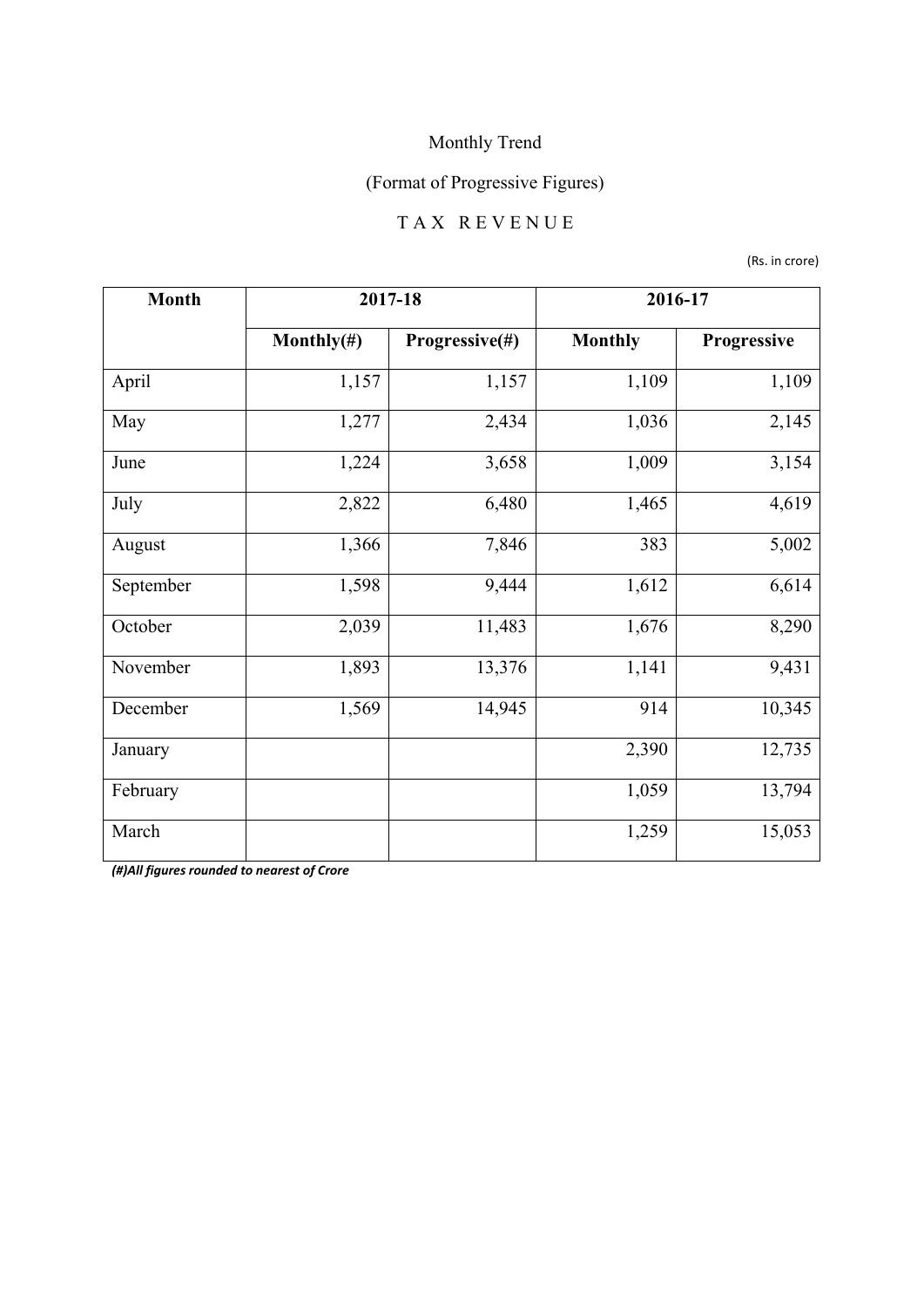Monthly Trend

(Format of Progressive Figures)

T A X R E V E N U E

(Rs. in crore)

| Month | 2017-18 | | 2016-17 | |
|---|---|---|---|---|
| | Monthly(#) | Progressive(#) | Monthly | Progressive |
| April | 1,157 | 1,157 | 1,109 | 1,109 |
| May | 1,277 | 2,434 | 1,036 | 2,145 |
| June | 1,224 | 3,658 | 1,009 | 3,154 |
| July | 2,822 | 6,480 | 1,465 | 4,619 |
| August | 1,366 | 7,846 | 383 | 5,002 |
| September | 1,598 | 9,444 | 1,612 | 6,614 |
| October | 2,039 | 11,483 | 1,676 | 8,290 |
| November | 1,893 | 13,376 | 1,141 | 9,431 |
| December | 1,569 | 14,945 | 914 | 10,345 |
| January | | | 2,390 | 12,735 |
| February | | | 1,059 | 13,794 |
| March | | | 1,259 | 15,053 |

***(#)All figures rounded to nearest of Crore***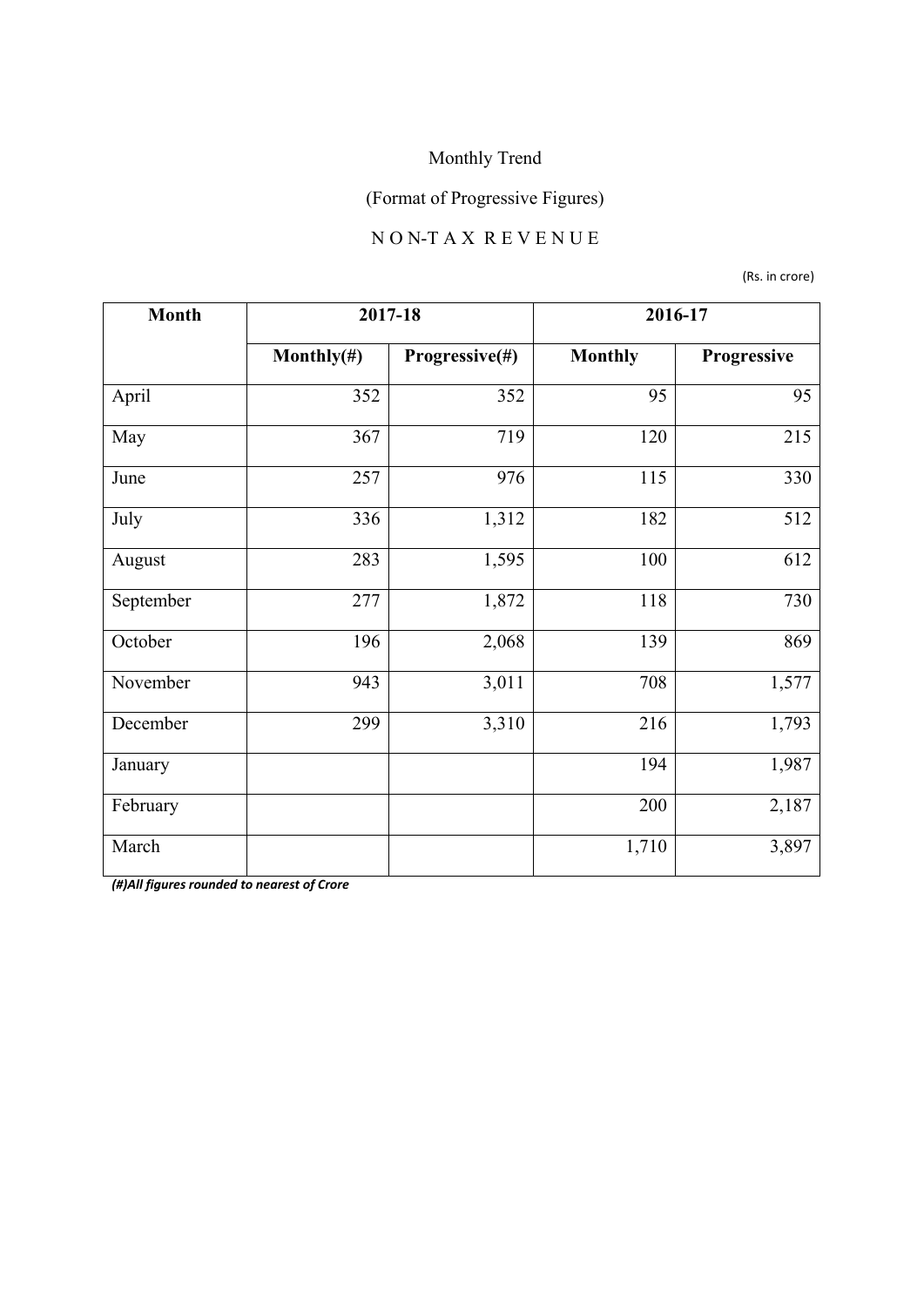Monthly Trend

(Format of Progressive Figures)

N O N-T A X R E V E N U E

(Rs. in crore)

| Month | 2017-18 | | 2016-17 | |
|---|---|---|---|---|
| | Monthly(#) | Progressive(#) | Monthly | Progressive |
| April | 352 | 352 | 95 | 95 |
| May | 367 | 719 | 120 | 215 |
| June | 257 | 976 | 115 | 330 |
| July | 336 | 1,312 | 182 | 512 |
| August | 283 | 1,595 | 100 | 612 |
| September | 277 | 1,872 | 118 | 730 |
| October | 196 | 2,068 | 139 | 869 |
| November | 943 | 3,011 | 708 | 1,577 |
| December | 299 | 3,310 | 216 | 1,793 |
| January | | | 194 | 1,987 |
| February | | | 200 | 2,187 |
| March | | | 1,710 | 3,897 |

***(#)All figures rounded to nearest of Crore***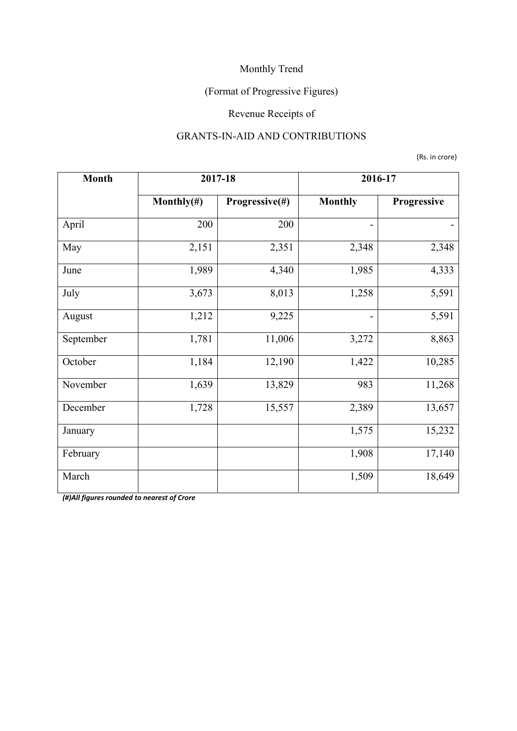Monthly Trend

(Format of Progressive Figures)

Revenue Receipts of

GRANTS-IN-AID AND CONTRIBUTIONS

(Rs. in crore)

| Month | 2017-18 | | 2016-17 | |
|---|---|---|---|---|
| | Monthly(#) | Progressive(#) | Monthly | Progressive |
| April | 200 | 200 | - | - |
| May | 2,151 | 2,351 | 2,348 | 2,348 |
| June | 1,989 | 4,340 | 1,985 | 4,333 |
| July | 3,673 | 8,013 | 1,258 | 5,591 |
| August | 1,212 | 9,225 | - | 5,591 |
| September | 1,781 | 11,006 | 3,272 | 8,863 |
| October | 1,184 | 12,190 | 1,422 | 10,285 |
| November | 1,639 | 13,829 | 983 | 11,268 |
| December | 1,728 | 15,557 | 2,389 | 13,657 |
| January | | | 1,575 | 15,232 |
| February | | | 1,908 | 17,140 |
| March | | | 1,509 | 18,649 |

***(#)All figures rounded to nearest of Crore***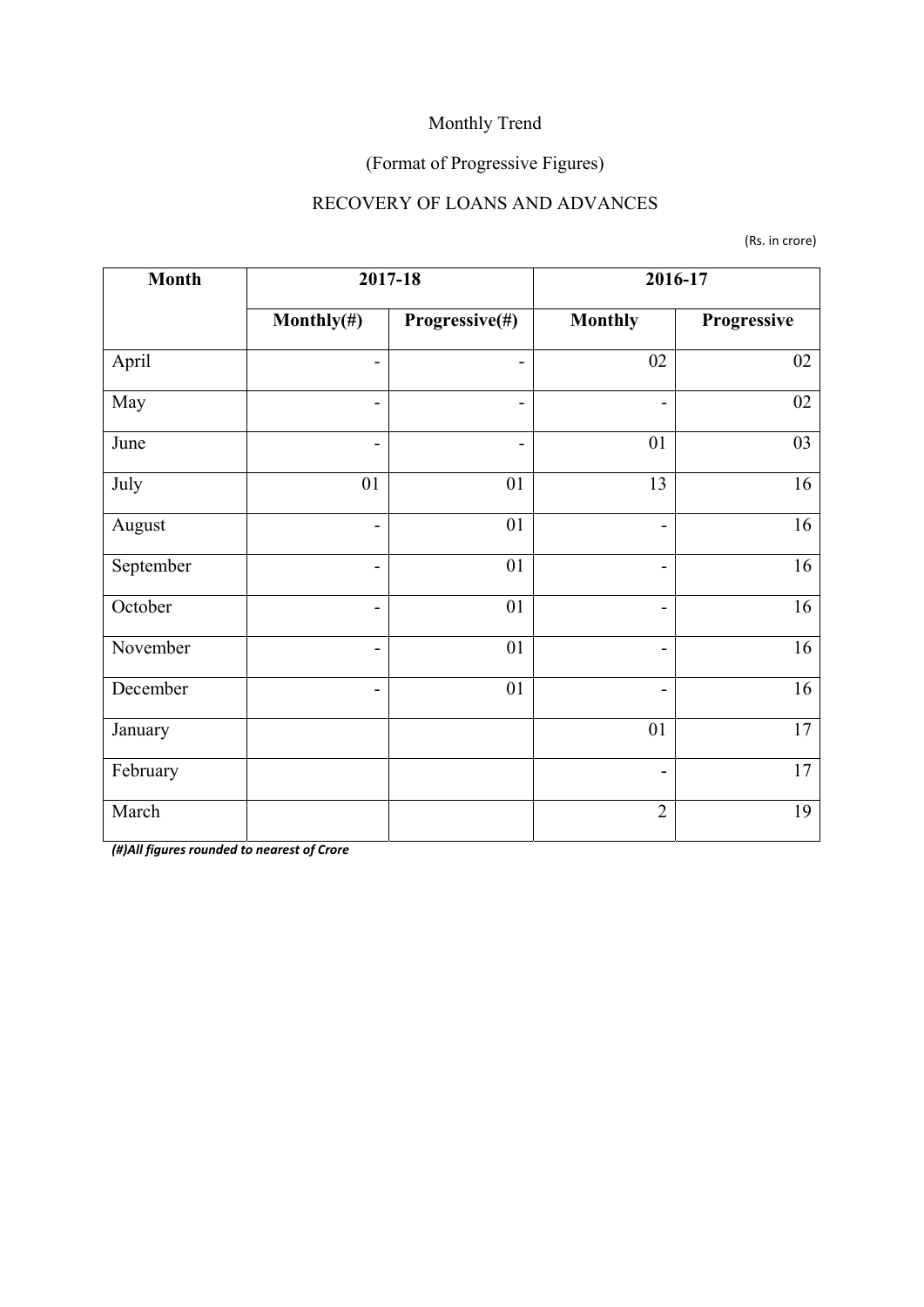Monthly Trend

(Format of Progressive Figures)

RECOVERY OF LOANS AND ADVANCES

(Rs. in crore)

| Month | 2017-18 | | 2016-17 | |
|---|---|---|---|---|
| | Monthly(#) | Progressive(#) | Monthly | Progressive |
| April | - | - | 02 | 02 |
| May | - | - | - | 02 |
| June | - | - | 01 | 03 |
| July | 01 | 01 | 13 | 16 |
| August | - | 01 | - | 16 |
| September | - | 01 | - | 16 |
| October | - | 01 | - | 16 |
| November | - | 01 | - | 16 |
| December | - | 01 | - | 16 |
| January | | | 01 | 17 |
| February | | | - | 17 |
| March | | | 2 | 19 |

***(#)All figures rounded to nearest of Crore***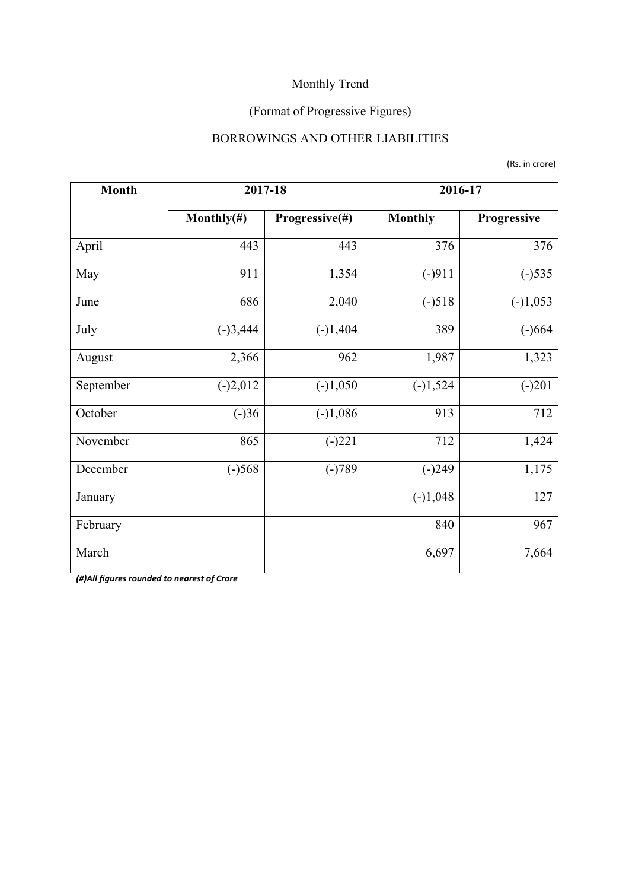Monthly Trend

(Format of Progressive Figures)

BORROWINGS AND OTHER LIABILITIES

(Rs. in crore)

| Month | 2017-18 | | 2016-17 | |
|---|---|---|---|---|
| | Monthly(#) | Progressive(#) | Monthly | Progressive |
| April | 443 | 443 | 376 | 376 |
| May | 911 | 1,354 | (-)911 | (-)535 |
| June | 686 | 2,040 | (-)518 | (-)1,053 |
| July | (-)3,444 | (-)1,404 | 389 | (-)664 |
| August | 2,366 | 962 | 1,987 | 1,323 |
| September | (-)2,012 | (-)1,050 | (-)1,524 | (-)201 |
| October | (-)36 | (-)1,086 | 913 | 712 |
| November | 865 | (-)221 | 712 | 1,424 |
| December | (-)568 | (-)789 | (-)249 | 1,175 |
| January | | | (-)1,048 | 127 |
| February | | | 840 | 967 |
| March | | | 6,697 | 7,664 |

***(#)All figures rounded to nearest of Crore***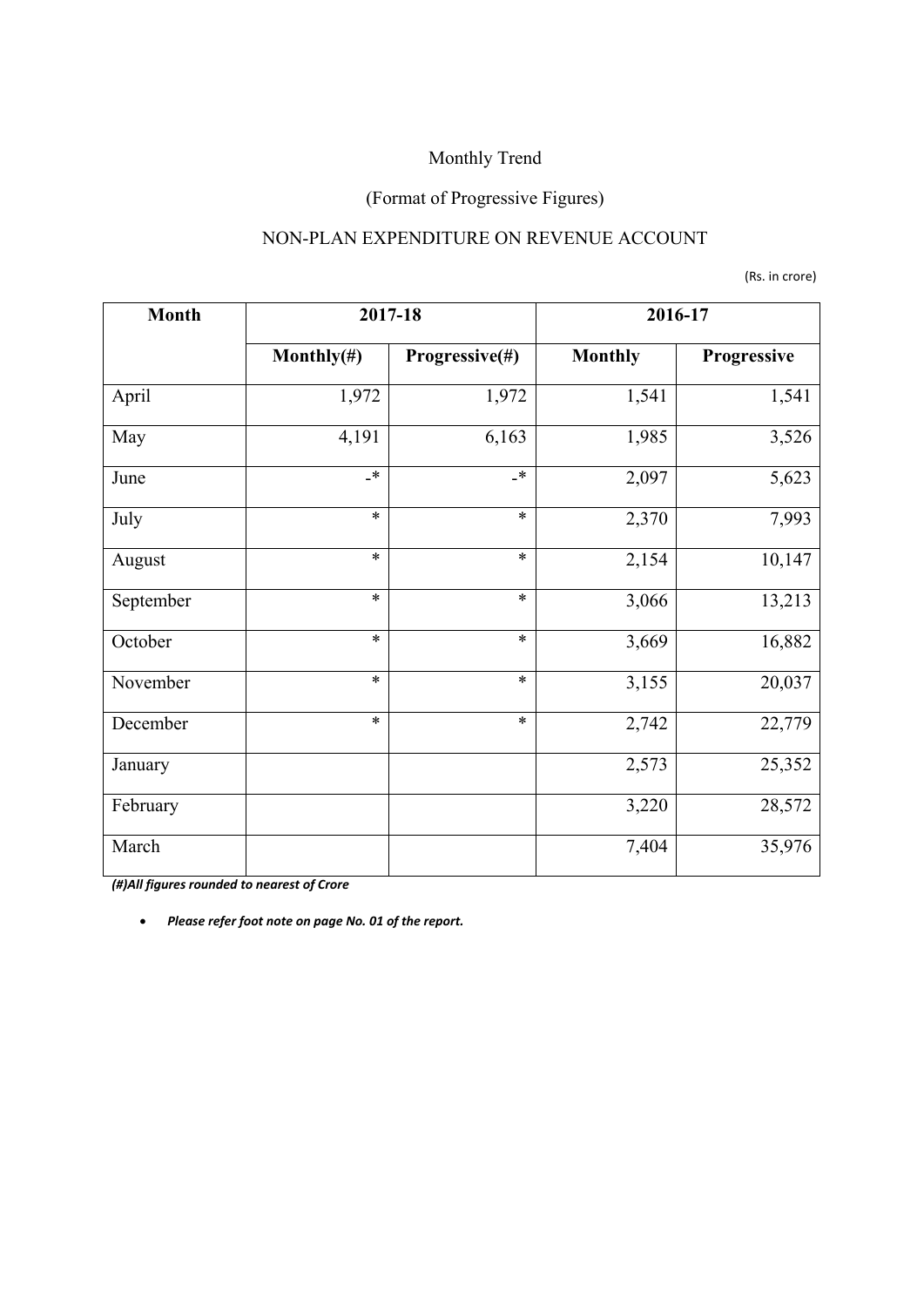Monthly Trend

(Format of Progressive Figures)

NON-PLAN EXPENDITURE ON REVENUE ACCOUNT

(Rs. in crore)

| Month | 2017-18 | | 2016-17 | |
|---|---|---|---|---|
| | Monthly(#) | Progressive(#) | Monthly | Progressive |
| April | 1,972 | 1,972 | 1,541 | 1,541 |
| May | 4,191 | 6,163 | 1,985 | 3,526 |
| June | -* | -* | 2,097 | 5,623 |
| July | * | * | 2,370 | 7,993 |
| August | * | * | 2,154 | 10,147 |
| September | * | * | 3,066 | 13,213 |
| October | * | * | 3,669 | 16,882 |
| November | * | * | 3,155 | 20,037 |
| December | * | * | 2,742 | 22,779 |
| January | | | 2,573 | 25,352 |
| February | | | 3,220 | 28,572 |
| March | | | 7,404 | 35,976 |

***(#)All figures rounded to nearest of Crore***

- ***Please refer foot note on page No. 01 of the report.***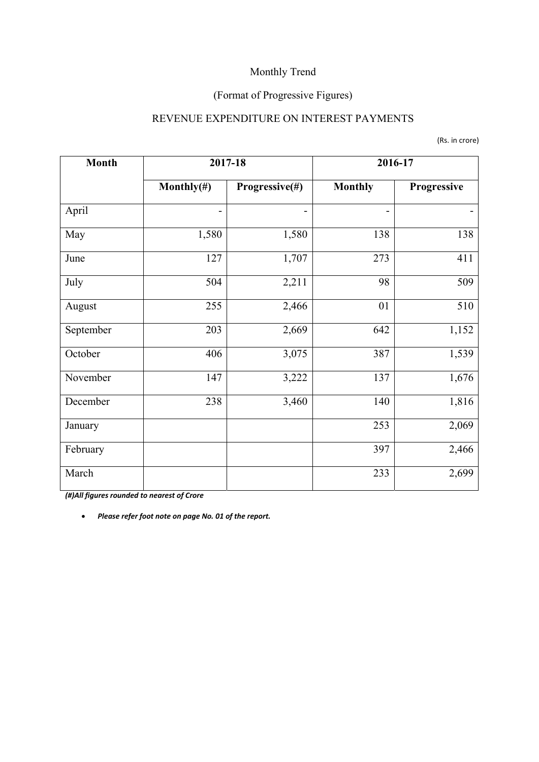Monthly Trend

(Format of Progressive Figures)

REVENUE EXPENDITURE ON INTEREST PAYMENTS

(Rs. in crore)

| Month | 2017-18 | | 2016-17 | |
|---|---|---|---|---|
| | Monthly(#) | Progressive(#) | Monthly | Progressive |
| April | - | - | - | - |
| May | 1,580 | 1,580 | 138 | 138 |
| June | 127 | 1,707 | 273 | 411 |
| July | 504 | 2,211 | 98 | 509 |
| August | 255 | 2,466 | 01 | 510 |
| September | 203 | 2,669 | 642 | 1,152 |
| October | 406 | 3,075 | 387 | 1,539 |
| November | 147 | 3,222 | 137 | 1,676 |
| December | 238 | 3,460 | 140 | 1,816 |
| January | | | 253 | 2,069 |
| February | | | 397 | 2,466 |
| March | | | 233 | 2,699 |

***(#)All figures rounded to nearest of Crore***

- ***Please refer foot note on page No. 01 of the report.***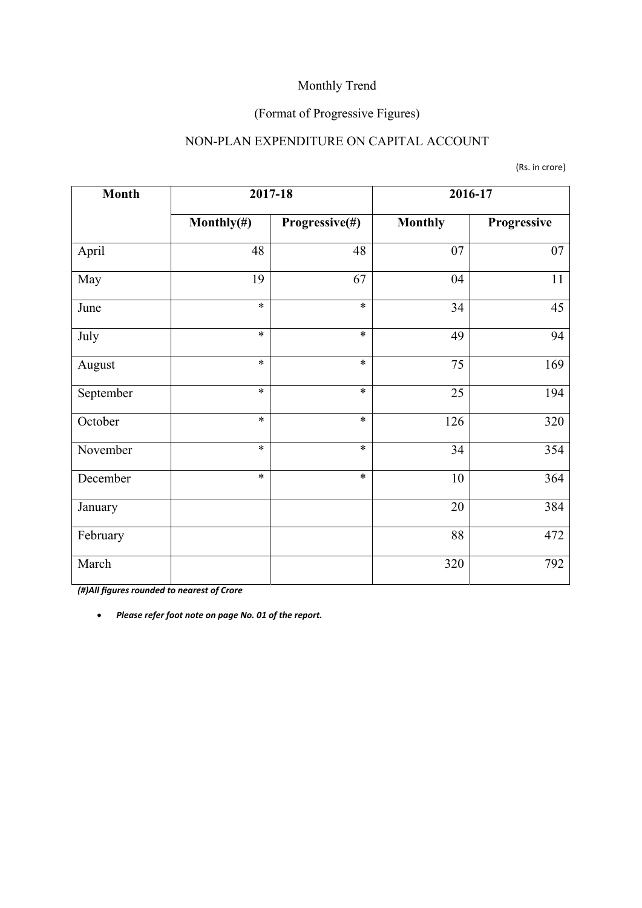Monthly Trend

(Format of Progressive Figures)

NON-PLAN EXPENDITURE ON CAPITAL ACCOUNT

(Rs. in crore)

| Month | 2017-18 | | 2016-17 | |
|---|---|---|---|---|
| | Monthly(#) | Progressive(#) | Monthly | Progressive |
| April | 48 | 48 | 07 | 07 |
| May | 19 | 67 | 04 | 11 |
| June | * | * | 34 | 45 |
| July | * | * | 49 | 94 |
| August | * | * | 75 | 169 |
| September | * | * | 25 | 194 |
| October | * | * | 126 | 320 |
| November | * | * | 34 | 354 |
| December | * | * | 10 | 364 |
| January | | | 20 | 384 |
| February | | | 88 | 472 |
| March | | | 320 | 792 |

***(#)All figures rounded to nearest of Crore***

- ***Please refer foot note on page No. 01 of the report.***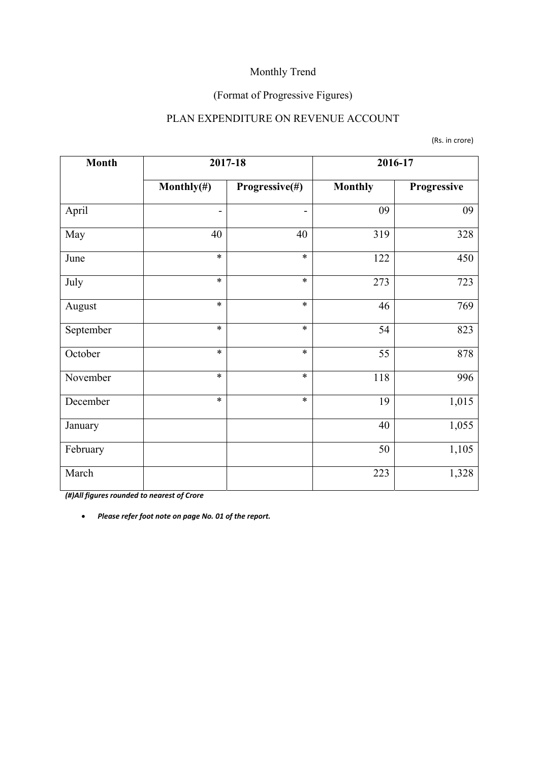Monthly Trend

(Format of Progressive Figures)

PLAN EXPENDITURE ON REVENUE ACCOUNT

(Rs. in crore)

| Month | 2017-18 | | 2016-17 | |
|---|---|---|---|---|
| | Monthly(#) | Progressive(#) | Monthly | Progressive |
| April | - | - | 09 | 09 |
| May | 40 | 40 | 319 | 328 |
| June | * | * | 122 | 450 |
| July | * | * | 273 | 723 |
| August | * | * | 46 | 769 |
| September | * | * | 54 | 823 |
| October | * | * | 55 | 878 |
| November | * | * | 118 | 996 |
| December | * | * | 19 | 1,015 |
| January | | | 40 | 1,055 |
| February | | | 50 | 1,105 |
| March | | | 223 | 1,328 |

***(#)All figures rounded to nearest of Crore***

- ***Please refer foot note on page No. 01 of the report.***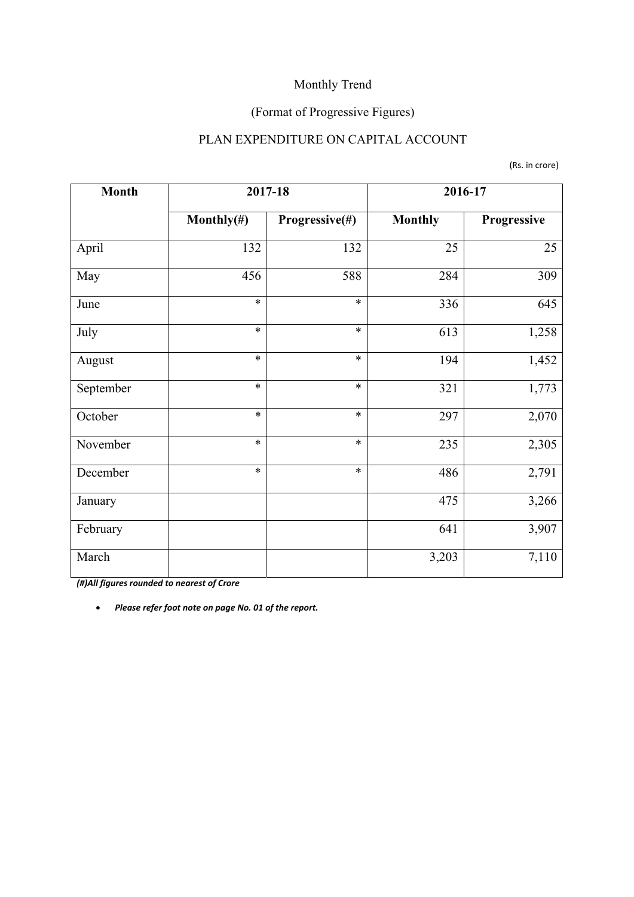Monthly Trend

(Format of Progressive Figures)

PLAN EXPENDITURE ON CAPITAL ACCOUNT

(Rs. in crore)

| Month | 2017-18 | | 2016-17 | |
|---|---|---|---|---|
| | Monthly(#) | Progressive(#) | Monthly | Progressive |
| April | 132 | 132 | 25 | 25 |
| May | 456 | 588 | 284 | 309 |
| June | * | * | 336 | 645 |
| July | * | * | 613 | 1,258 |
| August | * | * | 194 | 1,452 |
| September | * | * | 321 | 1,773 |
| October | * | * | 297 | 2,070 |
| November | * | * | 235 | 2,305 |
| December | * | * | 486 | 2,791 |
| January | | | 475 | 3,266 |
| February | | | 641 | 3,907 |
| March | | | 3,203 | 7,110 |

***(#)All figures rounded to nearest of Crore***

- ***Please refer foot note on page No. 01 of the report.***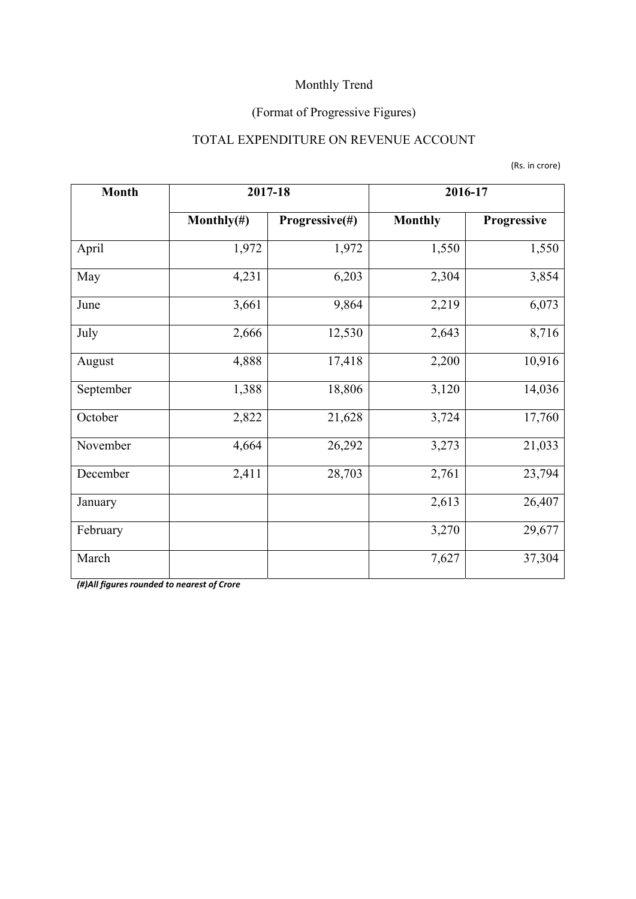Monthly Trend

(Format of Progressive Figures)

TOTAL EXPENDITURE ON REVENUE ACCOUNT

(Rs. in crore)

| Month | 2017-18 | | 2016-17 | |
|---|---|---|---|---|
| | Monthly(#) | Progressive(#) | Monthly | Progressive |
| April | 1,972 | 1,972 | 1,550 | 1,550 |
| May | 4,231 | 6,203 | 2,304 | 3,854 |
| June | 3,661 | 9,864 | 2,219 | 6,073 |
| July | 2,666 | 12,530 | 2,643 | 8,716 |
| August | 4,888 | 17,418 | 2,200 | 10,916 |
| September | 1,388 | 18,806 | 3,120 | 14,036 |
| October | 2,822 | 21,628 | 3,724 | 17,760 |
| November | 4,664 | 26,292 | 3,273 | 21,033 |
| December | 2,411 | 28,703 | 2,761 | 23,794 |
| January | | | 2,613 | 26,407 |
| February | | | 3,270 | 29,677 |
| March | | | 7,627 | 37,304 |

***(#)All figures rounded to nearest of Crore***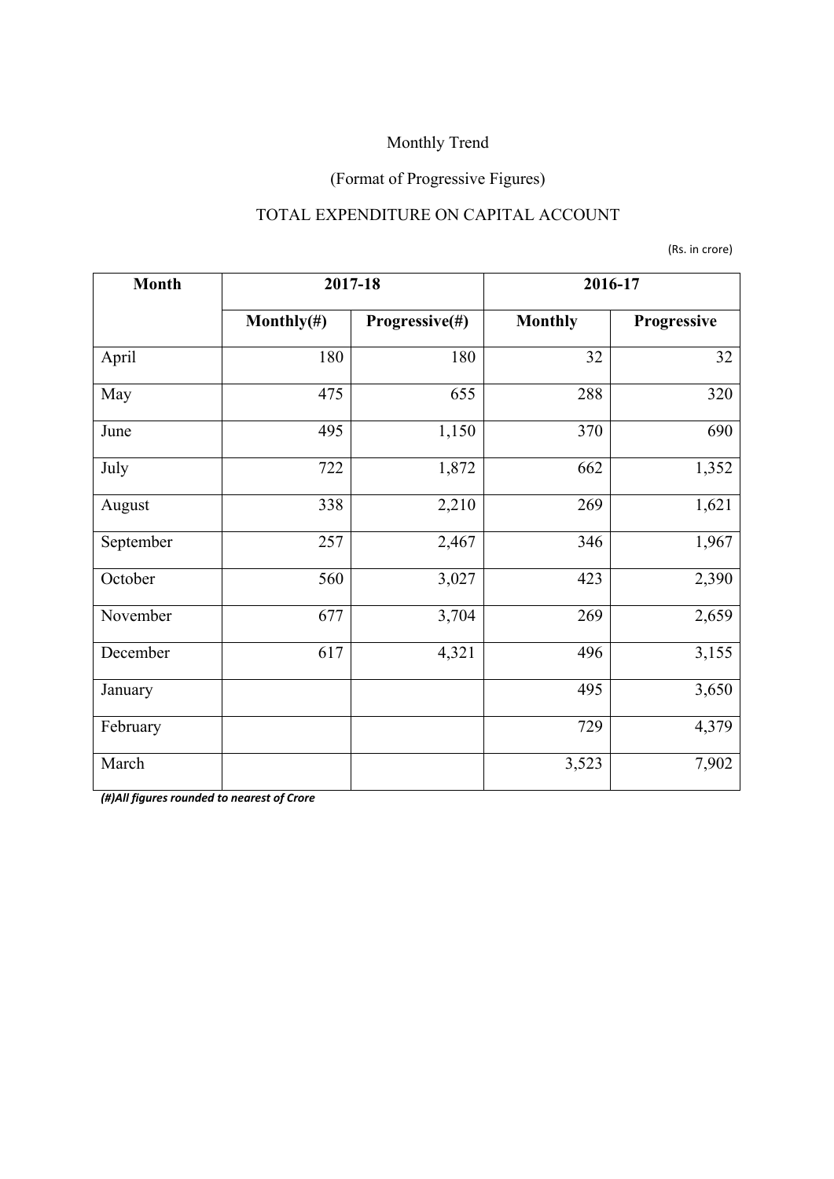Monthly Trend

(Format of Progressive Figures)

TOTAL EXPENDITURE ON CAPITAL ACCOUNT

(Rs. in crore)

| Month | 2017-18 | | 2016-17 | |
|---|---|---|---|---|
| | Monthly(#) | Progressive(#) | Monthly | Progressive |
| April | 180 | 180 | 32 | 32 |
| May | 475 | 655 | 288 | 320 |
| June | 495 | 1,150 | 370 | 690 |
| July | 722 | 1,872 | 662 | 1,352 |
| August | 338 | 2,210 | 269 | 1,621 |
| September | 257 | 2,467 | 346 | 1,967 |
| October | 560 | 3,027 | 423 | 2,390 |
| November | 677 | 3,704 | 269 | 2,659 |
| December | 617 | 4,321 | 496 | 3,155 |
| January | | | 495 | 3,650 |
| February | | | 729 | 4,379 |
| March | | | 3,523 | 7,902 |

***(#)All figures rounded to nearest of Crore***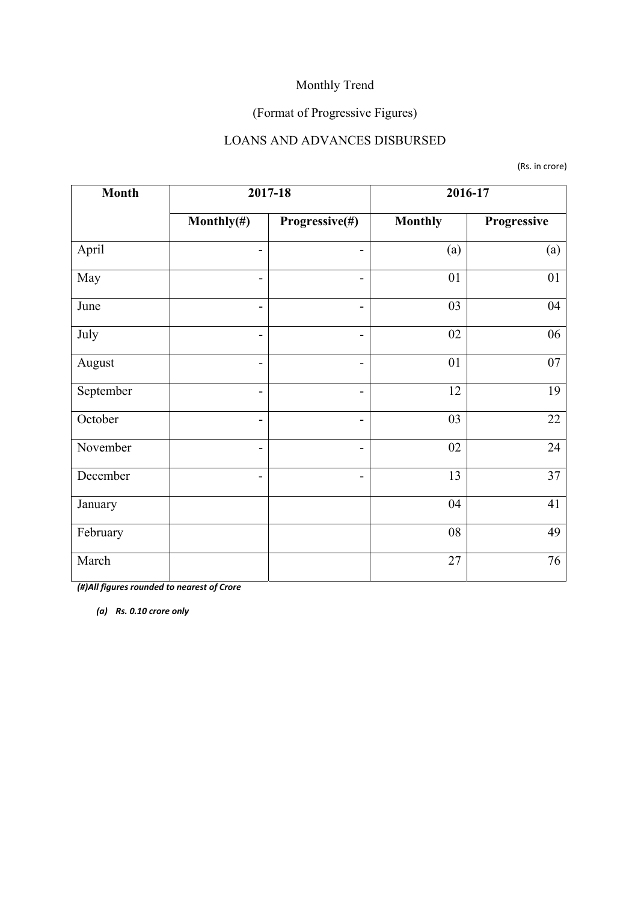Monthly Trend

(Format of Progressive Figures)

LOANS AND ADVANCES DISBURSED

(Rs. in crore)

| Month | 2017-18 | | 2016-17 | |
|---|---|---|---|---|
| | Monthly(#) | Progressive(#) | Monthly | Progressive |
| April | - | - | (a) | (a) |
| May | - | - | 01 | 01 |
| June | - | - | 03 | 04 |
| July | - | - | 02 | 06 |
| August | - | - | 01 | 07 |
| September | - | - | 12 | 19 |
| October | - | - | 03 | 22 |
| November | - | - | 02 | 24 |
| December | - | - | 13 | 37 |
| January | | | 04 | 41 |
| February | | | 08 | 49 |
| March | | | 27 | 76 |

***(#)All figures rounded to nearest of Crore***

***(a) Rs. 0.10 crore only***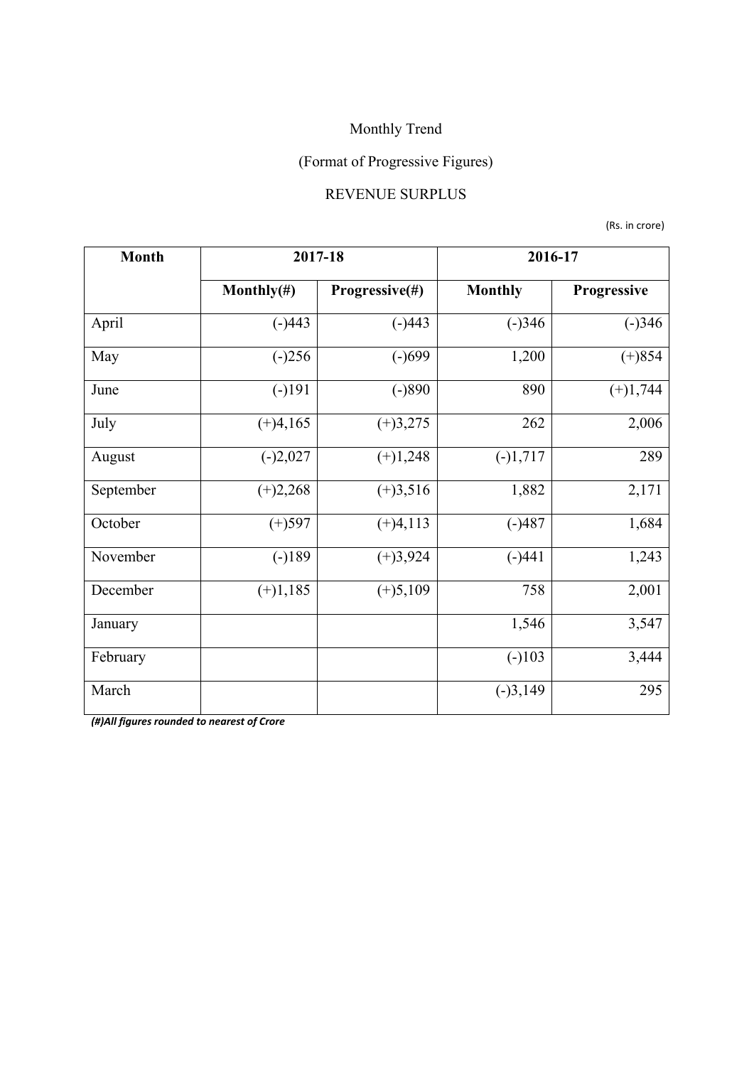Monthly Trend

(Format of Progressive Figures)

REVENUE SURPLUS

(Rs. in crore)

| Month | 2017-18 | | 2016-17 | |
|---|---|---|---|---|
| | Monthly(#) | Progressive(#) | Monthly | Progressive |
| April | (-)443 | (-)443 | (-)346 | (-)346 |
| May | (-)256 | (-)699 | 1,200 | (+)854 |
| June | (-)191 | (-)890 | 890 | (+)1,744 |
| July | (+)4,165 | (+)3,275 | 262 | 2,006 |
| August | (-)2,027 | (+)1,248 | (-)1,717 | 289 |
| September | (+)2,268 | (+)3,516 | 1,882 | 2,171 |
| October | (+)597 | (+)4,113 | (-)487 | 1,684 |
| November | (-)189 | (+)3,924 | (-)441 | 1,243 |
| December | (+)1,185 | (+)5,109 | 758 | 2,001 |
| January | | | 1,546 | 3,547 |
| February | | | (-)103 | 3,444 |
| March | | | (-)3,149 | 295 |

***(#)All figures rounded to nearest of Crore***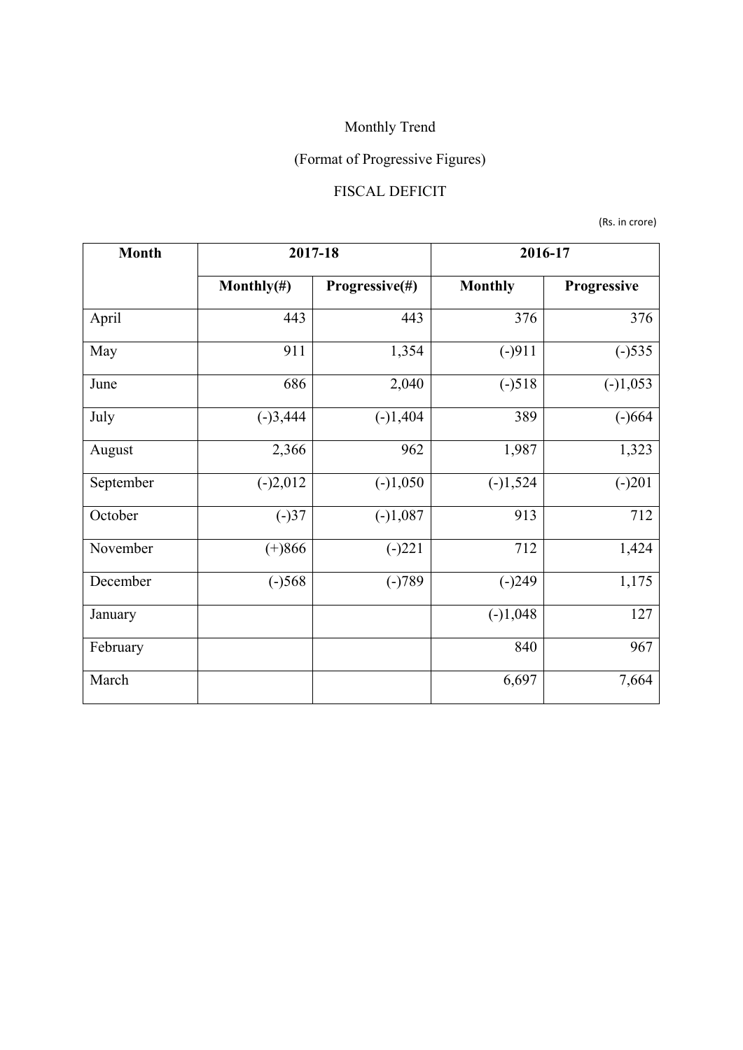Monthly Trend

(Format of Progressive Figures)

FISCAL DEFICIT

(Rs. in crore)

| Month | 2017-18 | | 2016-17 | |
|---|---|---|---|---|
| | Monthly(#) | Progressive(#) | Monthly | Progressive |
| April | 443 | 443 | 376 | 376 |
| May | 911 | 1,354 | (-)911 | (-)535 |
| June | 686 | 2,040 | (-)518 | (-)1,053 |
| July | (-)3,444 | (-)1,404 | 389 | (-)664 |
| August | 2,366 | 962 | 1,987 | 1,323 |
| September | (-)2,012 | (-)1,050 | (-)1,524 | (-)201 |
| October | (-)37 | (-)1,087 | 913 | 712 |
| November | (+)866 | (-)221 | 712 | 1,424 |
| December | (-)568 | (-)789 | (-)249 | 1,175 |
| January | | | (-)1,048 | 127 |
| February | | | 840 | 967 |
| March | | | 6,697 | 7,664 |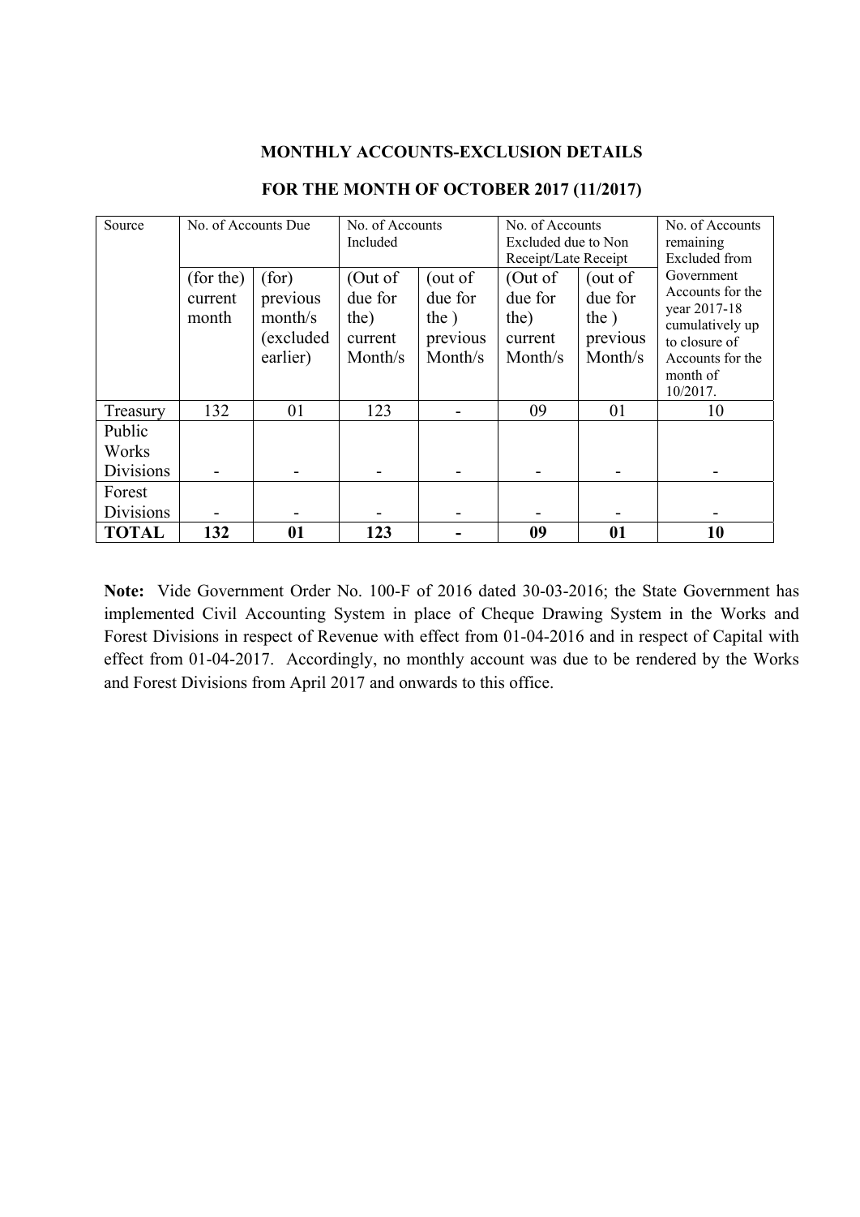**MONTHLY ACCOUNTS-EXCLUSION DETAILS**

**FOR THE MONTH OF OCTOBER 2017 (11/2017)**

| Source | No. of Accounts Due | | No. of Accounts Included | | No. of Accounts Excluded due to Non Receipt/Late Receipt | | No. of Accounts remaining Excluded from Government Accounts for the year 2017-18 cumulatively up to closure of Accounts for the month of 10/2017. |
|---|---|---|---|---|---|---|---|
| | (for the) current month | (for) previous month/s (excluded earlier) | (Out of due for the) current Month/s | (out of due for the ) previous Month/s | (Out of due for the) current Month/s | (out of due for the ) previous Month/s | |
| Treasury | 132 | 01 | 123 | - | 09 | 01 | 10 |
| Public Works Divisions | - | - | - | - | - | - | - |
| Forest Divisions | - | - | - | - | - | - | - |
| **TOTAL** | **132** | **01** | **123** | **-** | **09** | **01** | **10** |

**Note:** Vide Government Order No. 100-F of 2016 dated 30-03-2016; the State Government has implemented Civil Accounting System in place of Cheque Drawing System in the Works and Forest Divisions in respect of Revenue with effect from 01-04-2016 and in respect of Capital with effect from 01-04-2017. Accordingly, no monthly account was due to be rendered by the Works and Forest Divisions from April 2017 and onwards to this office.